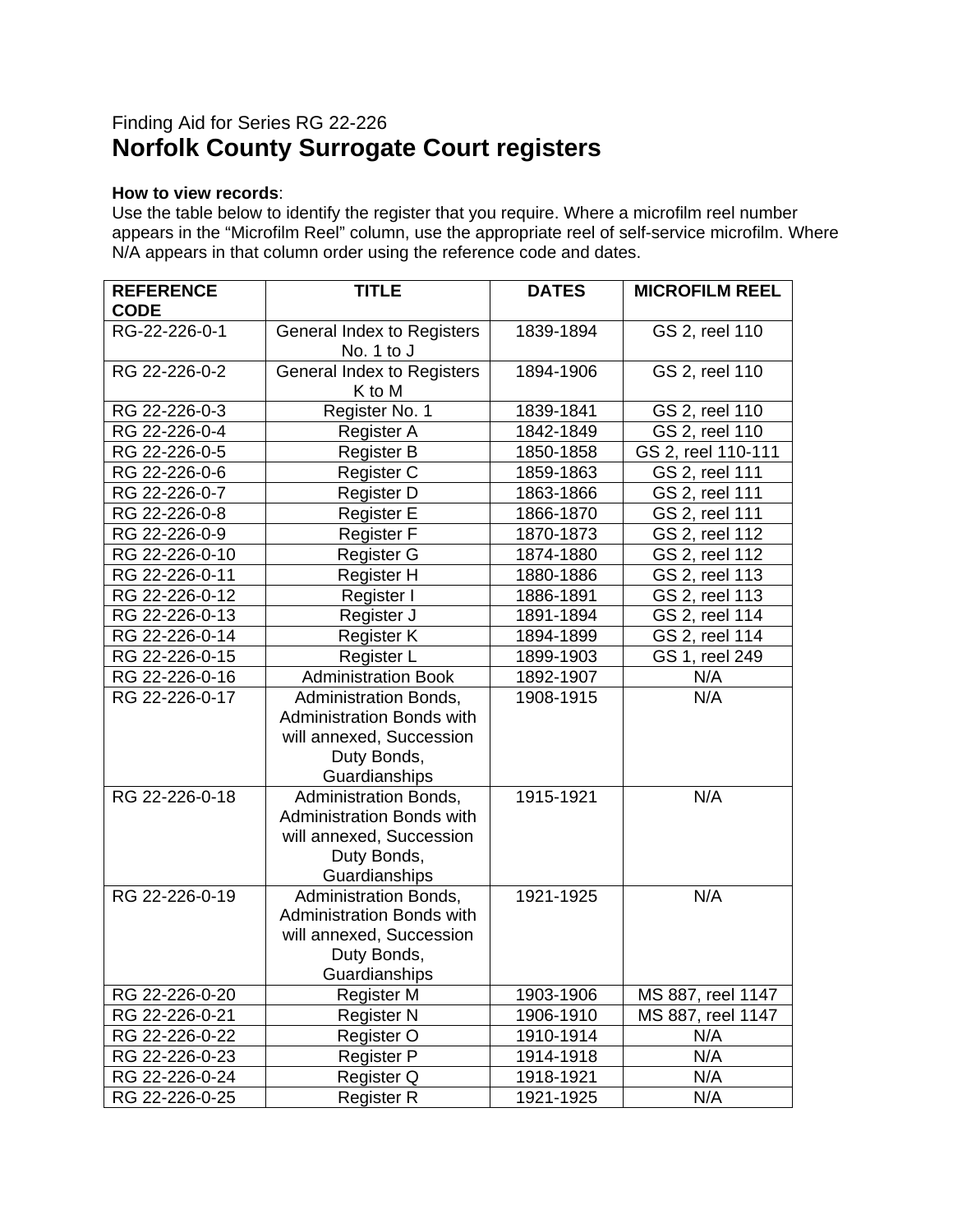Finding Aid for Series RG 22-226

# Norfolk County Surrogate Court registers

**How to view records**:
Use the table below to identify the register that you require. Where a microfilm reel number appears in the "Microfilm Reel" column, use the appropriate reel of self-service microfilm. Where N/A appears in that column order using the reference code and dates.

| REFERENCE CODE | TITLE | DATES | MICROFILM REEL |
|---|---|---|---|
| RG-22-226-0-1 | General Index to Registers No. 1 to J | 1839-1894 | GS 2, reel 110 |
| RG 22-226-0-2 | General Index to Registers K to M | 1894-1906 | GS 2, reel 110 |
| RG 22-226-0-3 | Register No. 1 | 1839-1841 | GS 2, reel 110 |
| RG 22-226-0-4 | Register A | 1842-1849 | GS 2, reel 110 |
| RG 22-226-0-5 | Register B | 1850-1858 | GS 2, reel 110-111 |
| RG 22-226-0-6 | Register C | 1859-1863 | GS 2, reel 111 |
| RG 22-226-0-7 | Register D | 1863-1866 | GS 2, reel 111 |
| RG 22-226-0-8 | Register E | 1866-1870 | GS 2, reel 111 |
| RG 22-226-0-9 | Register F | 1870-1873 | GS 2, reel 112 |
| RG 22-226-0-10 | Register G | 1874-1880 | GS 2, reel 112 |
| RG 22-226-0-11 | Register H | 1880-1886 | GS 2, reel 113 |
| RG 22-226-0-12 | Register I | 1886-1891 | GS 2, reel 113 |
| RG 22-226-0-13 | Register J | 1891-1894 | GS 2, reel 114 |
| RG 22-226-0-14 | Register K | 1894-1899 | GS 2, reel 114 |
| RG 22-226-0-15 | Register L | 1899-1903 | GS 1, reel 249 |
| RG 22-226-0-16 | Administration Book | 1892-1907 | N/A |
| RG 22-226-0-17 | Administration Bonds, Administration Bonds with will annexed, Succession Duty Bonds, Guardianships | 1908-1915 | N/A |
| RG 22-226-0-18 | Administration Bonds, Administration Bonds with will annexed, Succession Duty Bonds, Guardianships | 1915-1921 | N/A |
| RG 22-226-0-19 | Administration Bonds, Administration Bonds with will annexed, Succession Duty Bonds, Guardianships | 1921-1925 | N/A |
| RG 22-226-0-20 | Register M | 1903-1906 | MS 887, reel 1147 |
| RG 22-226-0-21 | Register N | 1906-1910 | MS 887, reel 1147 |
| RG 22-226-0-22 | Register O | 1910-1914 | N/A |
| RG 22-226-0-23 | Register P | 1914-1918 | N/A |
| RG 22-226-0-24 | Register Q | 1918-1921 | N/A |
| RG 22-226-0-25 | Register R | 1921-1925 | N/A |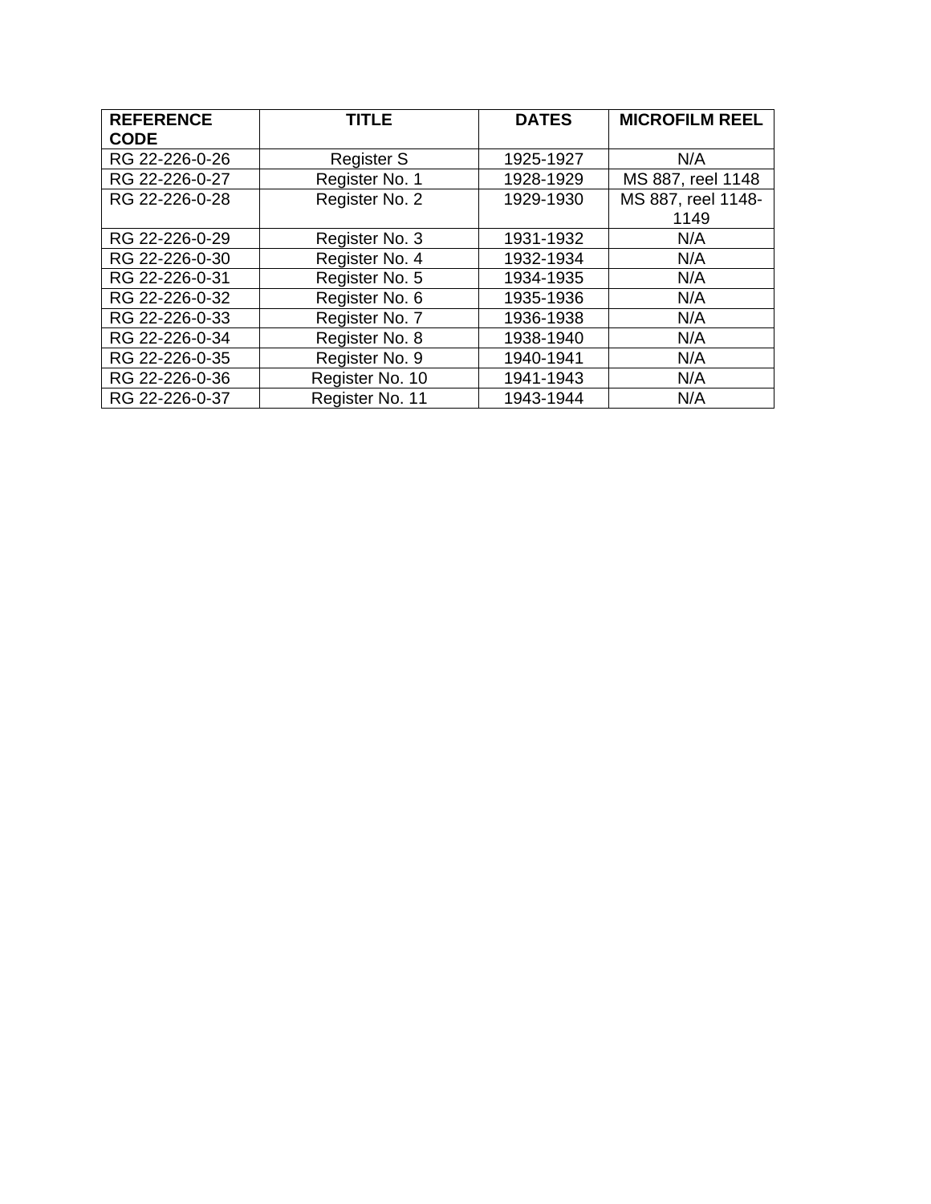| REFERENCE CODE | TITLE | DATES | MICROFILM REEL |
|---|---|---|---|
| RG 22-226-0-26 | Register S | 1925-1927 | N/A |
| RG 22-226-0-27 | Register No. 1 | 1928-1929 | MS 887, reel 1148 |
| RG 22-226-0-28 | Register No. 2 | 1929-1930 | MS 887, reel 1148-1149 |
| RG 22-226-0-29 | Register No. 3 | 1931-1932 | N/A |
| RG 22-226-0-30 | Register No. 4 | 1932-1934 | N/A |
| RG 22-226-0-31 | Register No. 5 | 1934-1935 | N/A |
| RG 22-226-0-32 | Register No. 6 | 1935-1936 | N/A |
| RG 22-226-0-33 | Register No. 7 | 1936-1938 | N/A |
| RG 22-226-0-34 | Register No. 8 | 1938-1940 | N/A |
| RG 22-226-0-35 | Register No. 9 | 1940-1941 | N/A |
| RG 22-226-0-36 | Register No. 10 | 1941-1943 | N/A |
| RG 22-226-0-37 | Register No. 11 | 1943-1944 | N/A |